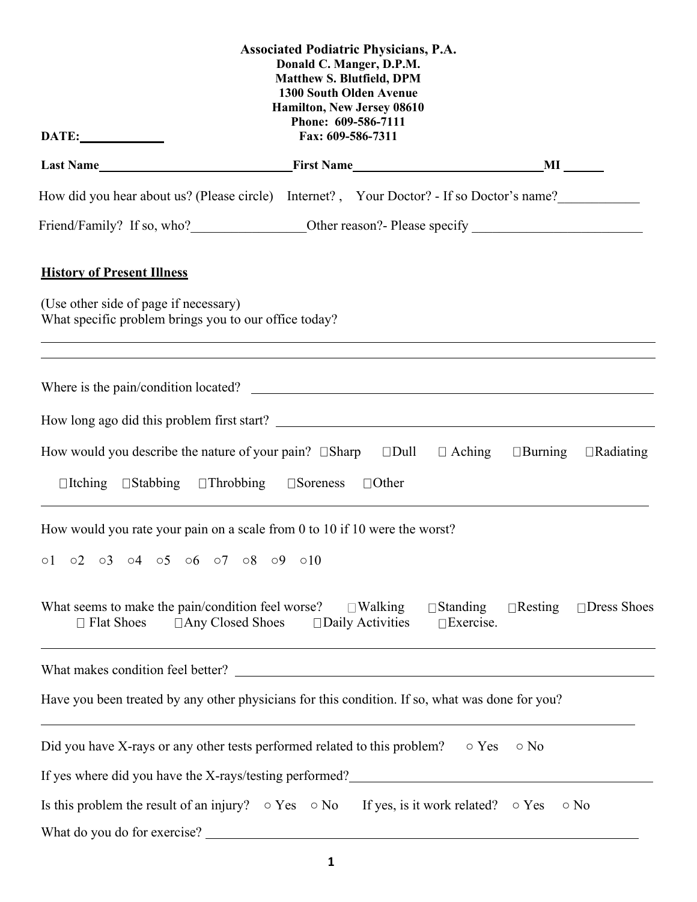**Associated Podiatric Physicians, P.A.**
**Donald C. Manger, D.P.M.**
**Matthew S. Blutfield, DPM**
**1300 South Olden Avenue**
**Hamilton, New Jersey 08610**
**Phone: 609-586-7111**
**Fax: 609-586-7311**

**DATE:**\_\_\_\_\_\_\_\_\_\_\_\_

**Last Name**\_\_\_\_\_\_\_\_\_\_\_\_\_\_\_\_\_\_\_\_\_\_\_\_\_\_\_\_ **First Name**\_\_\_\_\_\_\_\_\_\_\_\_\_\_\_\_\_\_\_\_\_\_\_\_\_\_\_\_ **MI** \_\_\_\_\_

How did you hear about us? (Please circle) Internet? , Your Doctor? - If so Doctor's name?\_\_\_\_\_\_\_\_\_\_\_\_

Friend/Family? If so, who?\_\_\_\_\_\_\_\_\_\_\_\_\_\_\_\_ Other reason?- Please specify \_\_\_\_\_\_\_\_\_\_\_\_\_\_\_\_\_\_\_\_\_\_\_\_

## History of Present Illness

(Use other side of page if necessary)
What specific problem brings you to our office today?

\_\_\_\_\_\_\_\_\_\_\_\_\_\_\_\_\_\_\_\_\_\_\_\_\_\_\_\_\_\_\_\_\_\_\_\_\_\_\_\_\_\_\_\_\_\_\_\_\_\_\_\_\_\_\_\_\_\_\_\_\_\_\_\_\_\_\_\_\_\_

\_\_\_\_\_\_\_\_\_\_\_\_\_\_\_\_\_\_\_\_\_\_\_\_\_\_\_\_\_\_\_\_\_\_\_\_\_\_\_\_\_\_\_\_\_\_\_\_\_\_\_\_\_\_\_\_\_\_\_\_\_\_\_\_\_\_\_\_\_\_

Where is the pain/condition located? \_\_\_\_\_\_\_\_\_\_\_\_\_\_\_\_\_\_\_\_\_\_\_\_\_\_\_\_\_\_\_\_\_\_\_\_\_\_\_\_\_\_\_\_\_\_\_\_

How long ago did this problem first start? \_\_\_\_\_\_\_\_\_\_\_\_\_\_\_\_\_\_\_\_\_\_\_\_\_\_\_\_\_\_\_\_\_\_\_\_\_\_\_\_\_\_\_

How would you describe the nature of your pain? ☐Sharp ☐Dull ☐ Aching ☐Burning ☐Radiating

☐Itching ☐Stabbing ☐Throbbing ☐Soreness ☐Other

\_\_\_\_\_\_\_\_\_\_\_\_\_\_\_\_\_\_\_\_\_\_\_\_\_\_\_\_\_\_\_\_\_\_\_\_\_\_\_\_\_\_\_\_\_\_\_\_\_\_\_\_\_\_\_\_\_\_\_\_\_\_\_\_\_\_\_\_\_\_

How would you rate your pain on a scale from 0 to 10 if 10 were the worst?

○1 ○2 ○3 ○4 ○5 ○6 ○7 ○8 ○9 ○10

What seems to make the pain/condition feel worse? ☐Walking ☐Standing ☐Resting ☐Dress Shoes ☐ Flat Shoes ☐Any Closed Shoes ☐Daily Activities ☐Exercise.

\_\_\_\_\_\_\_\_\_\_\_\_\_\_\_\_\_\_\_\_\_\_\_\_\_\_\_\_\_\_\_\_\_\_\_\_\_\_\_\_\_\_\_\_\_\_\_\_\_\_\_\_\_\_\_\_\_\_\_\_\_\_\_\_\_\_\_\_\_\_

What makes condition feel better? \_\_\_\_\_\_\_\_\_\_\_\_\_\_\_\_\_\_\_\_\_\_\_\_\_\_\_\_\_\_\_\_\_\_\_\_\_\_\_\_\_\_\_\_\_\_\_\_\_\_

Have you been treated by any other physicians for this condition. If so, what was done for you?

\_\_\_\_\_\_\_\_\_\_\_\_\_\_\_\_\_\_\_\_\_\_\_\_\_\_\_\_\_\_\_\_\_\_\_\_\_\_\_\_\_\_\_\_\_\_\_\_\_\_\_\_\_\_\_\_\_\_\_\_\_\_\_\_\_\_\_\_\_\_

Did you have X-rays or any other tests performed related to this problem? ○ Yes ○ No

If yes where did you have the X-rays/testing performed?\_\_\_\_\_\_\_\_\_\_\_\_\_\_\_\_\_\_\_\_\_\_\_\_\_\_\_\_\_\_\_\_\_\_\_\_

Is this problem the result of an injury? ○ Yes ○ No If yes, is it work related? ○ Yes ○ No

What do you do for exercise? \_\_\_\_\_\_\_\_\_\_\_\_\_\_\_\_\_\_\_\_\_\_\_\_\_\_\_\_\_\_\_\_\_\_\_\_\_\_\_\_\_\_\_\_\_\_\_\_\_\_\_\_\_\_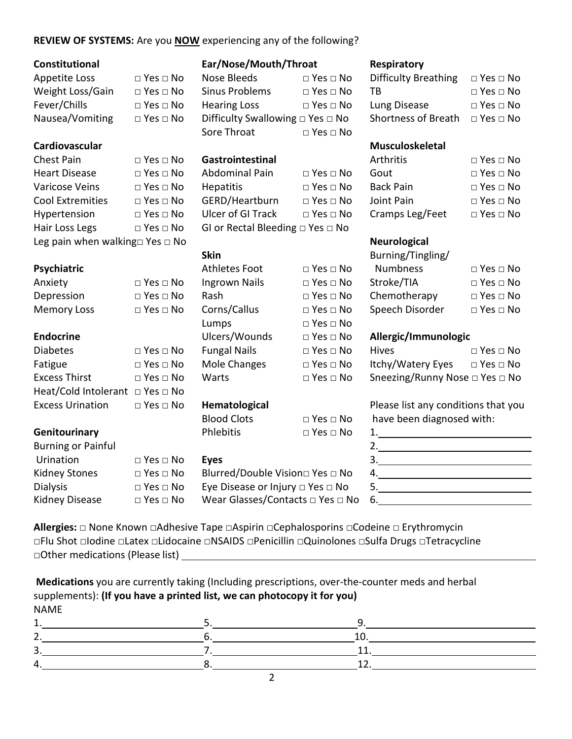**REVIEW OF SYSTEMS:** Are you **NOW** experiencing any of the following?

**Constitutional**

| | |
|---|---|
| Appetite Loss | □ Yes □ No |
| Weight Loss/Gain | □ Yes □ No |
| Fever/Chills | □ Yes □ No |
| Nausea/Vomiting | □ Yes □ No |

**Cardiovascular**

| | |
|---|---|
| Chest Pain | □ Yes □ No |
| Heart Disease | □ Yes □ No |
| Varicose Veins | □ Yes □ No |
| Cool Extremities | □ Yes □ No |
| Hypertension | □ Yes □ No |
| Hair Loss Legs | □ Yes □ No |
| Leg pain when walking | □ Yes □ No |

**Psychiatric**

| | |
|---|---|
| Anxiety | □ Yes □ No |
| Depression | □ Yes □ No |
| Memory Loss | □ Yes □ No |

**Endocrine**

| | |
|---|---|
| Diabetes | □ Yes □ No |
| Fatigue | □ Yes □ No |
| Excess Thirst | □ Yes □ No |
| Heat/Cold Intolerant | □ Yes □ No |
| Excess Urination | □ Yes □ No |

**Genitourinary**

| | |
|---|---|
| Burning or Painful Urination | □ Yes □ No |
| Kidney Stones | □ Yes □ No |
| Dialysis | □ Yes □ No |
| Kidney Disease | □ Yes □ No |

**Ear/Nose/Mouth/Throat**

| | |
|---|---|
| Nose Bleeds | □ Yes □ No |
| Sinus Problems | □ Yes □ No |
| Hearing Loss | □ Yes □ No |
| Difficulty Swallowing | □ Yes □ No |
| Sore Throat | □ Yes □ No |

**Gastrointestinal**

| | |
|---|---|
| Abdominal Pain | □ Yes □ No |
| Hepatitis | □ Yes □ No |
| GERD/Heartburn | □ Yes □ No |
| Ulcer of GI Track | □ Yes □ No |
| GI or Rectal Bleeding | □ Yes □ No |

**Skin**

| | |
|---|---|
| Athletes Foot | □ Yes □ No |
| Ingrown Nails | □ Yes □ No |
| Rash | □ Yes □ No |
| Corns/Callus | □ Yes □ No |
| Lumps | □ Yes □ No |
| Ulcers/Wounds | □ Yes □ No |
| Fungal Nails | □ Yes □ No |
| Mole Changes | □ Yes □ No |
| Warts | □ Yes □ No |

**Hematological**

| | |
|---|---|
| Blood Clots | □ Yes □ No |
| Phlebitis | □ Yes □ No |

**Eyes**

| | |
|---|---|
| Blurred/Double Vision | □ Yes □ No |
| Eye Disease or Injury | □ Yes □ No |
| Wear Glasses/Contacts | □ Yes □ No |

**Respiratory**

| | |
|---|---|
| Difficulty Breathing | □ Yes □ No |
| TB | □ Yes □ No |
| Lung Disease | □ Yes □ No |
| Shortness of Breath | □ Yes □ No |

**Musculoskeletal**

| | |
|---|---|
| Arthritis | □ Yes □ No |
| Gout | □ Yes □ No |
| Back Pain | □ Yes □ No |
| Joint Pain | □ Yes □ No |
| Cramps Leg/Feet | □ Yes □ No |

**Neurological**

| | |
|---|---|
| Burning/Tingling/ Numbness | □ Yes □ No |
| Stroke/TIA | □ Yes □ No |
| Chemotherapy | □ Yes □ No |
| Speech Disorder | □ Yes □ No |

**Allergic/Immunologic**

| | |
|---|---|
| Hives | □ Yes □ No |
| Itchy/Watery Eyes | □ Yes □ No |
| Sneezing/Runny Nose | □ Yes □ No |

Please list any conditions that you have been diagnosed with:

1. ______________________
2. ______________________
3. ______________________
4. ______________________
5. ______________________
6. ______________________

**Allergies:** □ None Known □Adhesive Tape □Aspirin □Cephalosporins □Codeine □ Erythromycin □Flu Shot □Iodine □Latex □Lidocaine □NSAIDS □Penicillin □Quinolones □Sulfa Drugs □Tetracycline □Other medications (Please list) ______________________

**Medications** you are currently taking (Including prescriptions, over-the-counter meds and herbal supplements): **(If you have a printed list, we can photocopy it for you)**

NAME

| | | |
|---|---|---|
| 1.______________ | 5.______________ | 9.______________ |
| 2.______________ | 6.______________ | 10.______________ |
| 3.______________ | 7.______________ | 11.______________ |
| 4.______________ | 8.______________ | 12.______________ |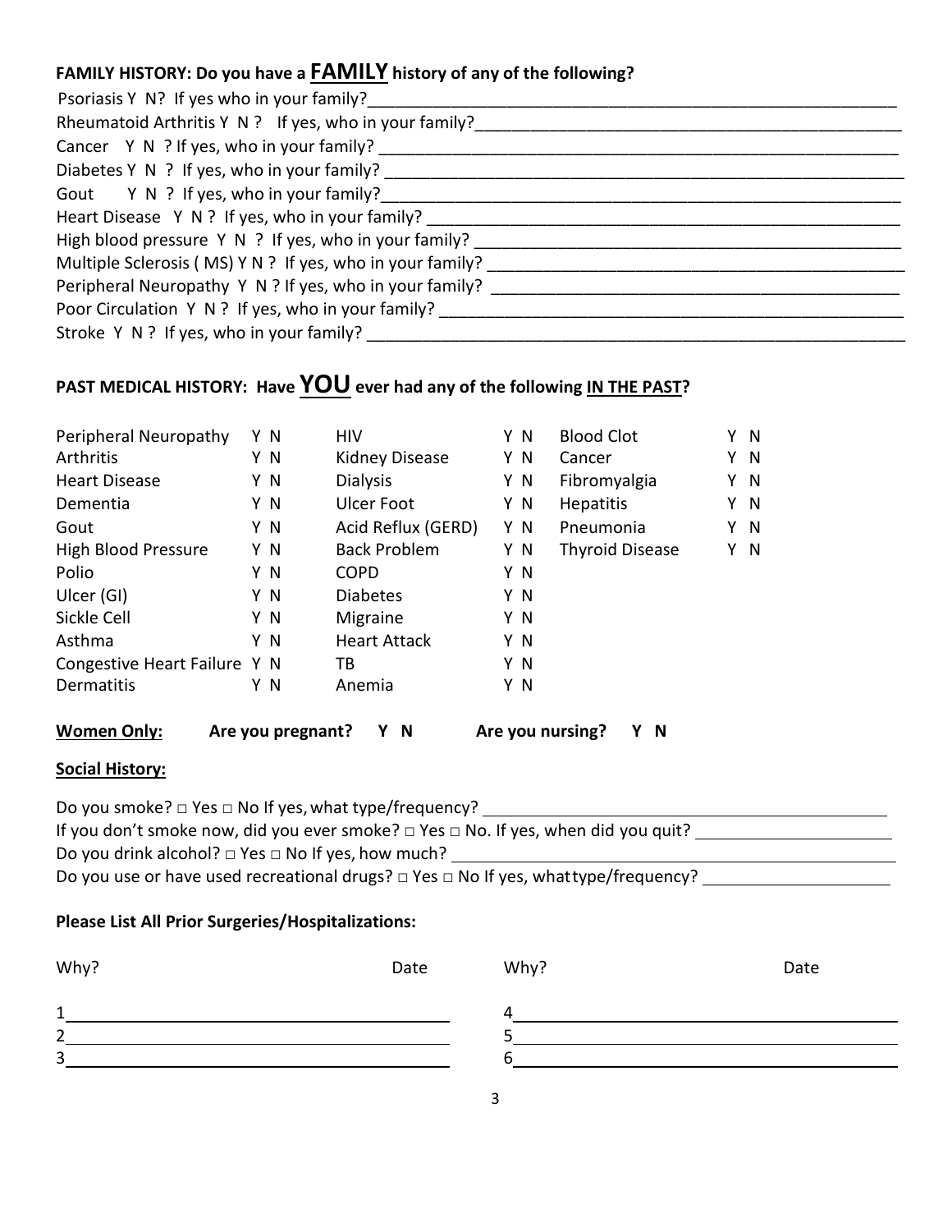## FAMILY HISTORY: Do you have a FAMILY history of any of the following?

Psoriasis Y N? If yes who in your family?_______________________________________________

Rheumatoid Arthritis Y N ? If yes, who in your family?______________________________________

Cancer Y N ? If yes, who in your family? ______________________________________________

Diabetes Y N ? If yes, who in your family? _____________________________________________

Gout Y N ? If yes, who in your family?_________________________________________________

Heart Disease Y N ? If yes, who in your family? _________________________________________

High blood pressure Y N ? If yes, who in your family? ____________________________________

Multiple Sclerosis ( MS) Y N ? If yes, who in your family? _________________________________

Peripheral Neuropathy Y N ? If yes, who in your family? __________________________________

Poor Circulation Y N ? If yes, who in your family? _______________________________________

Stroke Y N ? If yes, who in your family? _______________________________________________

## PAST MEDICAL HISTORY: Have YOU ever had any of the following IN THE PAST?

| | | | | | |
|---|---|---|---|---|---|
| Peripheral Neuropathy | Y N | HIV | Y N | Blood Clot | Y N |
| Arthritis | Y N | Kidney Disease | Y N | Cancer | Y N |
| Heart Disease | Y N | Dialysis | Y N | Fibromyalgia | Y N |
| Dementia | Y N | Ulcer Foot | Y N | Hepatitis | Y N |
| Gout | Y N | Acid Reflux (GERD) | Y N | Pneumonia | Y N |
| High Blood Pressure | Y N | Back Problem | Y N | Thyroid Disease | Y N |
| Polio | Y N | COPD | Y N | | |
| Ulcer (GI) | Y N | Diabetes | Y N | | |
| Sickle Cell | Y N | Migraine | Y N | | |
| Asthma | Y N | Heart Attack | Y N | | |
| Congestive Heart Failure | Y N | TB | Y N | | |
| Dermatitis | Y N | Anemia | Y N | | |

**Women Only:** **Are you pregnant? Y N** **Are you nursing? Y N**

### Social History:

Do you smoke? □ Yes □ No If yes, what type/frequency? ____________________

If you don't smoke now, did you ever smoke? □ Yes □ No. If yes, when did you quit? ____________________

Do you drink alcohol? □ Yes □ No If yes, how much? ____________________

Do you use or have used recreational drugs? □ Yes □ No If yes, whattype/frequency? ____________________

### Please List All Prior Surgeries/Hospitalizations:

| Why? | Date | Why? | Date |
|---|---|---|---|
| 1 | | 4 | |
| 2 | | 5 | |
| 3 | | 6 | |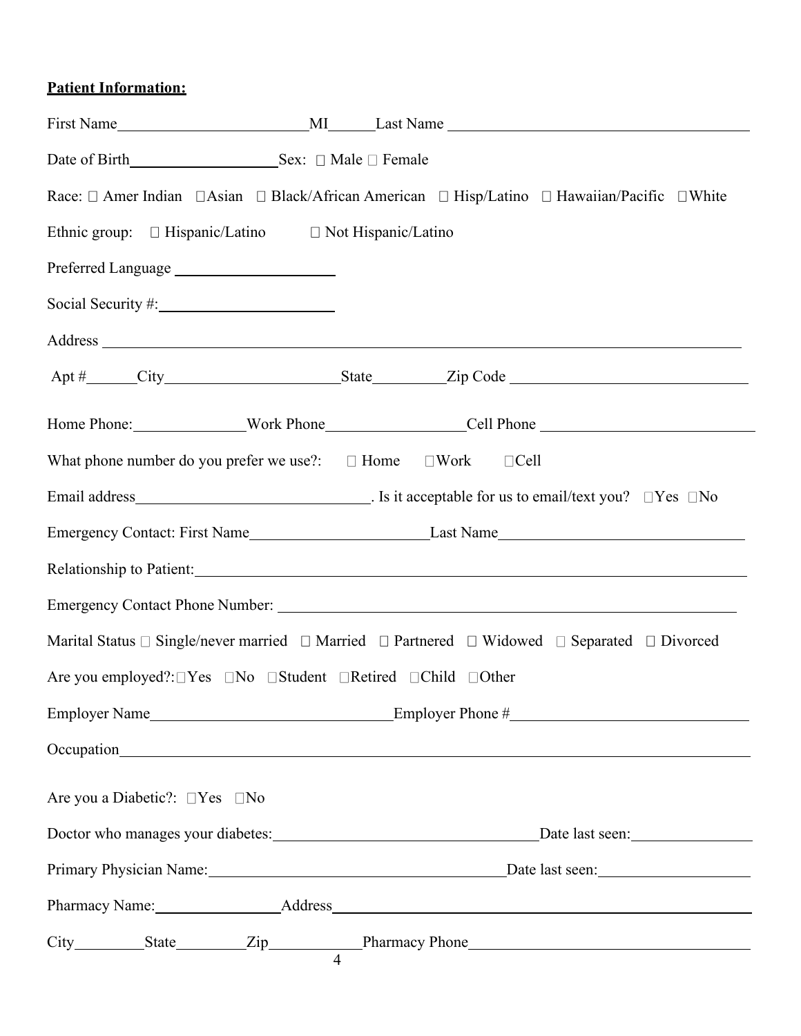**Patient Information:**

First Name________________________MI______Last Name ____________________________________

Date of Birth__________________Sex: ☐ Male ☐ Female

Race: ☐ Amer Indian ☐Asian ☐ Black/African American ☐ Hisp/Latino ☐ Hawaiian/Pacific ☐White

Ethnic group: ☐ Hispanic/Latino ☐ Not Hispanic/Latino

Preferred Language ____________________

Social Security #:______________________

Address ________________________________________________________________________________

Apt #______City______________________State_________Zip Code ______________________________

Home Phone:______________Work Phone_________________Cell Phone ___________________________

What phone number do you prefer we use?: ☐ Home ☐Work ☐Cell

Email address_____________________________. Is it acceptable for us to email/text you? ☐Yes ☐No

Emergency Contact: First Name______________________Last Name______________________________

Relationship to Patient:___________________________________________________________________

Emergency Contact Phone Number: _________________________________________________________

Marital Status ☐ Single/never married ☐ Married ☐ Partnered ☐ Widowed ☐ Separated ☐ Divorced

Are you employed?:☐Yes ☐No ☐Student ☐Retired ☐Child ☐Other

Employer Name______________________________Employer Phone #_____________________________

Occupation_____________________________________________________________________________

Are you a Diabetic?: ☐Yes ☐No

Doctor who manages your diabetes:__________________________________Date last seen:_______________

Primary Physician Name:_______________________________________Date last seen:__________________

Pharmacy Name:________________Address____________________________________________________

City_________State_________Zip___________Pharmacy Phone____________________________________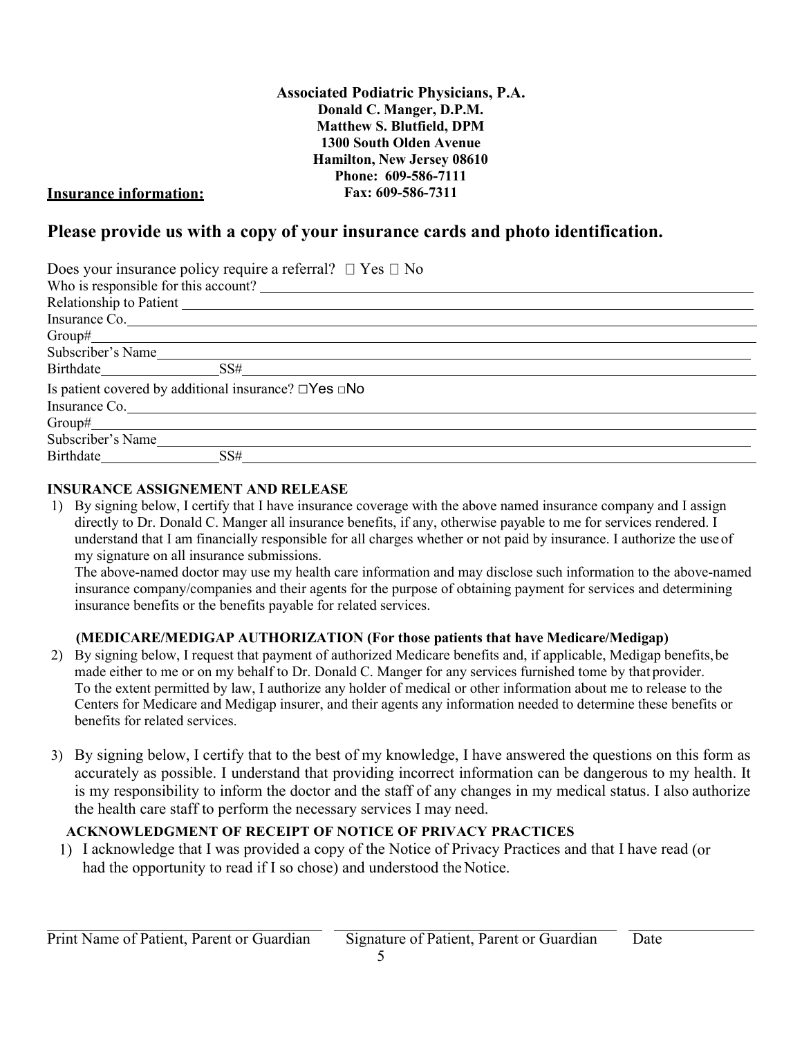**Associated Podiatric Physicians, P.A.**
**Donald C. Manger, D.P.M.**
**Matthew S. Blutfield, DPM**
**1300 South Olden Avenue**
**Hamilton, New Jersey 08610**
**Phone: 609-586-7111**
**Fax: 609-586-7311**

**Insurance information:**

## Please provide us with a copy of your insurance cards and photo identification.

Does your insurance policy require a referral? ☐ Yes ☐ No

Who is responsible for this account? ____________________

Relationship to Patient ____________________

Insurance Co. ____________________

Group# ____________________

Subscriber's Name ____________________

Birthdate ____________ SS# ____________________

Is patient covered by additional insurance? ☐Yes ☐No

Insurance Co. ____________________

Group# ____________________

Subscriber's Name ____________________

Birthdate ____________ SS# ____________________

**INSURANCE ASSIGENEMENT AND RELEASE**

1) By signing below, I certify that I have insurance coverage with the above named insurance company and I assign directly to Dr. Donald C. Manger all insurance benefits, if any, otherwise payable to me for services rendered. I understand that I am financially responsible for all charges whether or not paid by insurance. I authorize the use of my signature on all insurance submissions.
   The above-named doctor may use my health care information and may disclose such information to the above-named insurance company/companies and their agents for the purpose of obtaining payment for services and determining insurance benefits or the benefits payable for related services.

**(MEDICARE/MEDIGAP AUTHORIZATION (For those patients that have Medicare/Medigap)**

2) By signing below, I request that payment of authorized Medicare benefits and, if applicable, Medigap benefits, be made either to me or on my behalf to Dr. Donald C. Manger for any services furnished tome by that provider. To the extent permitted by law, I authorize any holder of medical or other information about me to release to the Centers for Medicare and Medigap insurer, and their agents any information needed to determine these benefits or benefits for related services.

3) By signing below, I certify that to the best of my knowledge, I have answered the questions on this form as accurately as possible. I understand that providing incorrect information can be dangerous to my health. It is my responsibility to inform the doctor and the staff of any changes in my medical status. I also authorize the health care staff to perform the necessary services I may need.

**ACKNOWLEDGMENT OF RECEIPT OF NOTICE OF PRIVACY PRACTICES**

1) I acknowledge that I was provided a copy of the Notice of Privacy Practices and that I have read (or had the opportunity to read if I so chose) and understood the Notice.

____________________ ____________________ ____________

Print Name of Patient, Parent or Guardian  Signature of Patient, Parent or Guardian  Date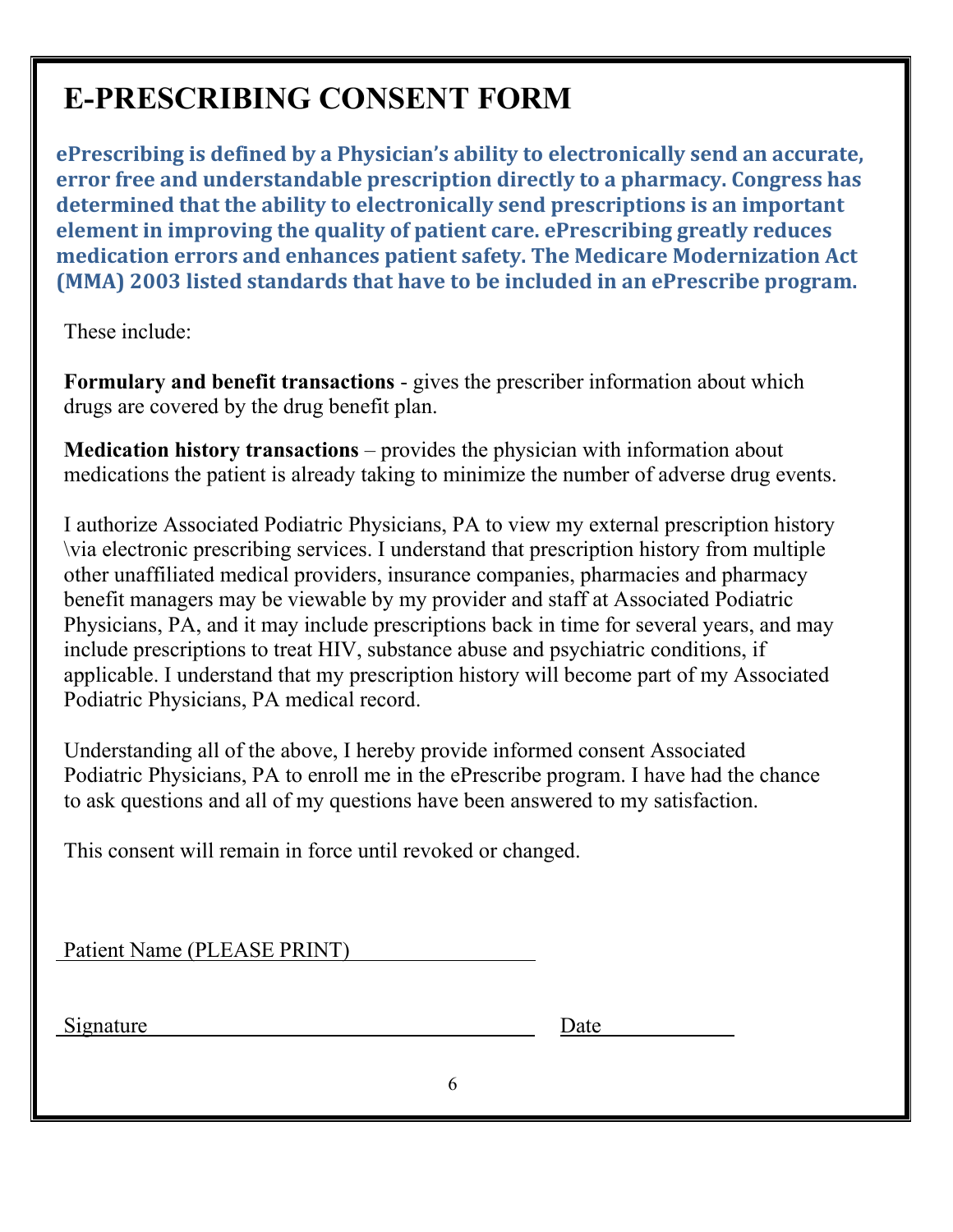# E-PRESCRIBING CONSENT FORM

**ePrescribing is defined by a Physician's ability to electronically send an accurate, error free and understandable prescription directly to a pharmacy. Congress has determined that the ability to electronically send prescriptions is an important element in improving the quality of patient care. ePrescribing greatly reduces medication errors and enhances patient safety. The Medicare Modernization Act (MMA) 2003 listed standards that have to be included in an ePrescribe program.**

These include:

**Formulary and benefit transactions** - gives the prescriber information about which drugs are covered by the drug benefit plan.

**Medication history transactions** – provides the physician with information about medications the patient is already taking to minimize the number of adverse drug events.

I authorize Associated Podiatric Physicians, PA to view my external prescription history \via electronic prescribing services. I understand that prescription history from multiple other unaffiliated medical providers, insurance companies, pharmacies and pharmacy benefit managers may be viewable by my provider and staff at Associated Podiatric Physicians, PA, and it may include prescriptions back in time for several years, and may include prescriptions to treat HIV, substance abuse and psychiatric conditions, if applicable. I understand that my prescription history will become part of my Associated Podiatric Physicians, PA medical record.

Understanding all of the above, I hereby provide informed consent Associated Podiatric Physicians, PA to enroll me in the ePrescribe program. I have had the chance to ask questions and all of my questions have been answered to my satisfaction.

This consent will remain in force until revoked or changed.

Patient Name (PLEASE PRINT) ____________________

Signature ______________________________ Date __________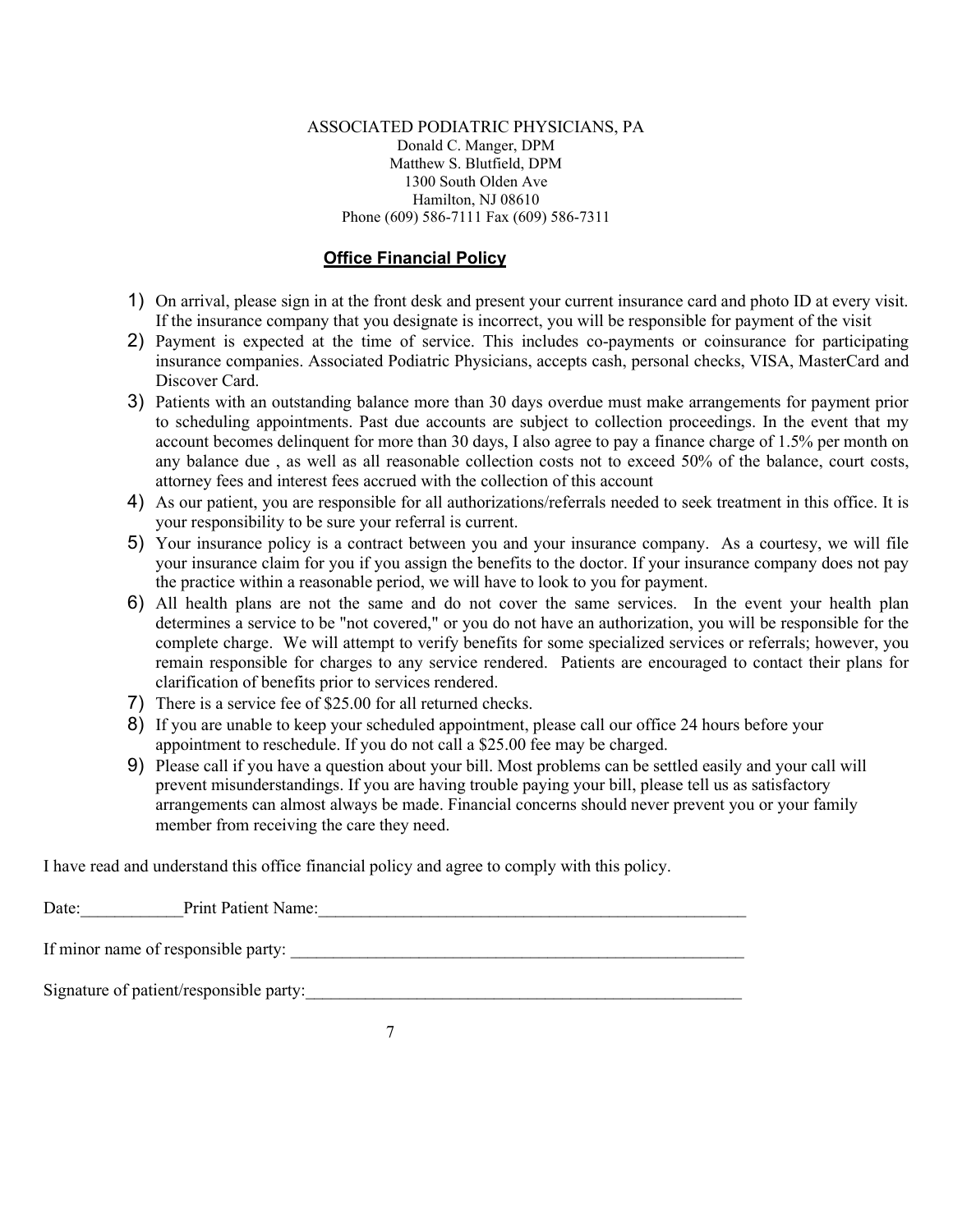ASSOCIATED PODIATRIC PHYSICIANS, PA
Donald C. Manger, DPM
Matthew S. Blutfield, DPM
1300 South Olden Ave
Hamilton, NJ 08610
Phone (609) 586-7111 Fax (609) 586-7311

## Office Financial Policy

1) On arrival, please sign in at the front desk and present your current insurance card and photo ID at every visit. If the insurance company that you designate is incorrect, you will be responsible for payment of the visit
2) Payment is expected at the time of service. This includes co-payments or coinsurance for participating insurance companies. Associated Podiatric Physicians, accepts cash, personal checks, VISA, MasterCard and Discover Card.
3) Patients with an outstanding balance more than 30 days overdue must make arrangements for payment prior to scheduling appointments. Past due accounts are subject to collection proceedings. In the event that my account becomes delinquent for more than 30 days, I also agree to pay a finance charge of 1.5% per month on any balance due , as well as all reasonable collection costs not to exceed 50% of the balance, court costs, attorney fees and interest fees accrued with the collection of this account
4) As our patient, you are responsible for all authorizations/referrals needed to seek treatment in this office. It is your responsibility to be sure your referral is current.
5) Your insurance policy is a contract between you and your insurance company. As a courtesy, we will file your insurance claim for you if you assign the benefits to the doctor. If your insurance company does not pay the practice within a reasonable period, we will have to look to you for payment.
6) All health plans are not the same and do not cover the same services. In the event your health plan determines a service to be "not covered," or you do not have an authorization, you will be responsible for the complete charge. We will attempt to verify benefits for some specialized services or referrals; however, you remain responsible for charges to any service rendered. Patients are encouraged to contact their plans for clarification of benefits prior to services rendered.
7) There is a service fee of $25.00 for all returned checks.
8) If you are unable to keep your scheduled appointment, please call our office 24 hours before your appointment to reschedule. If you do not call a $25.00 fee may be charged.
9) Please call if you have a question about your bill. Most problems can be settled easily and your call will prevent misunderstandings. If you are having trouble paying your bill, please tell us as satisfactory arrangements can almost always be made. Financial concerns should never prevent you or your family member from receiving the care they need.

I have read and understand this office financial policy and agree to comply with this policy.

Date:____________Print Patient Name:_____________________________________________________

If minor name of responsible party: _______________________________________________________

Signature of patient/responsible party:____________________________________________________